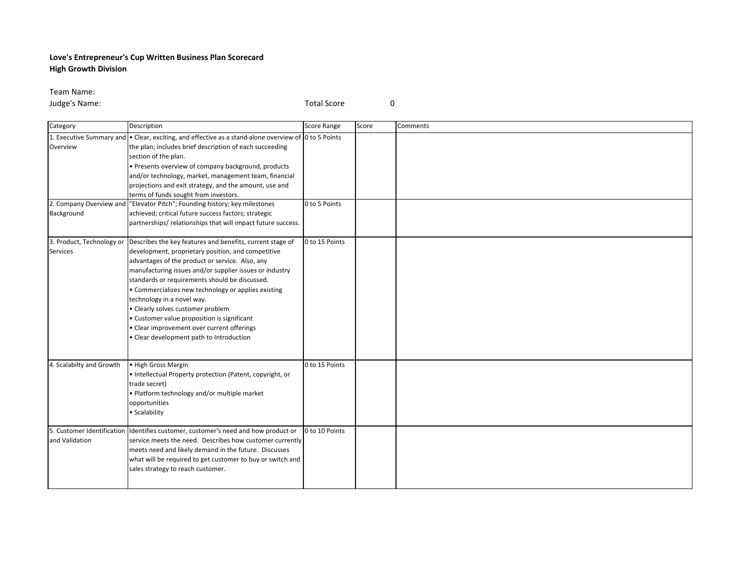**Love's Entrepreneur's Cup Written Business Plan Scorecard**
**High Growth Division**

Team Name:
Judge's Name:

Total Score 0

| Category | Description | Score Range | Score | Comments |
| --- | --- | --- | --- | --- |
| 1. Executive Summary and Overview | • Clear, exciting, and effective as a stand-alone overview of the plan; includes brief description of each succeeding section of the plan.<br>• Presents overview of company background, products and/or technology, market, management team, financial projections and exit strategy, and the amount, use and terms of funds sought from investors. | 0 to 5 Points | | |
| 2. Company Overview and Background | "Elevator Pitch"; Founding history; key milestones achieved; critical future success factors; strategic partnerships/ relationships that will impact future success. | 0 to 5 Points | | |
| 3. Product, Technology or Services | Describes the key features and benefits, current stage of development, proprietary position, and competitive advantages of the product or service. Also, any manufacturing issues and/or supplier issues or industry standards or requirements should be discussed.<br>• Commercializes new technology or applies existing technology in a novel way.<br>• Clearly solves customer problem<br>• Customer value proposition is significant<br>• Clear improvement over current offerings<br>• Clear development path to Introduction | 0 to 15 Points | | |
| 4. Scalabilty and Growth | • High Gross Margin<br>• Intellectual Property protection (Patent, copyright, or trade secret)<br>• Platform technology and/or multiple market opportunities<br>• Scalability | 0 to 15 Points | | |
| 5. Customer Identification and Validation | Identifies customer, customer's need and how product or service meets the need. Describes how customer currently meets need and likely demand in the future. Discusses what will be required to get customer to buy or switch and sales strategy to reach customer. | 0 to 10 Points | | |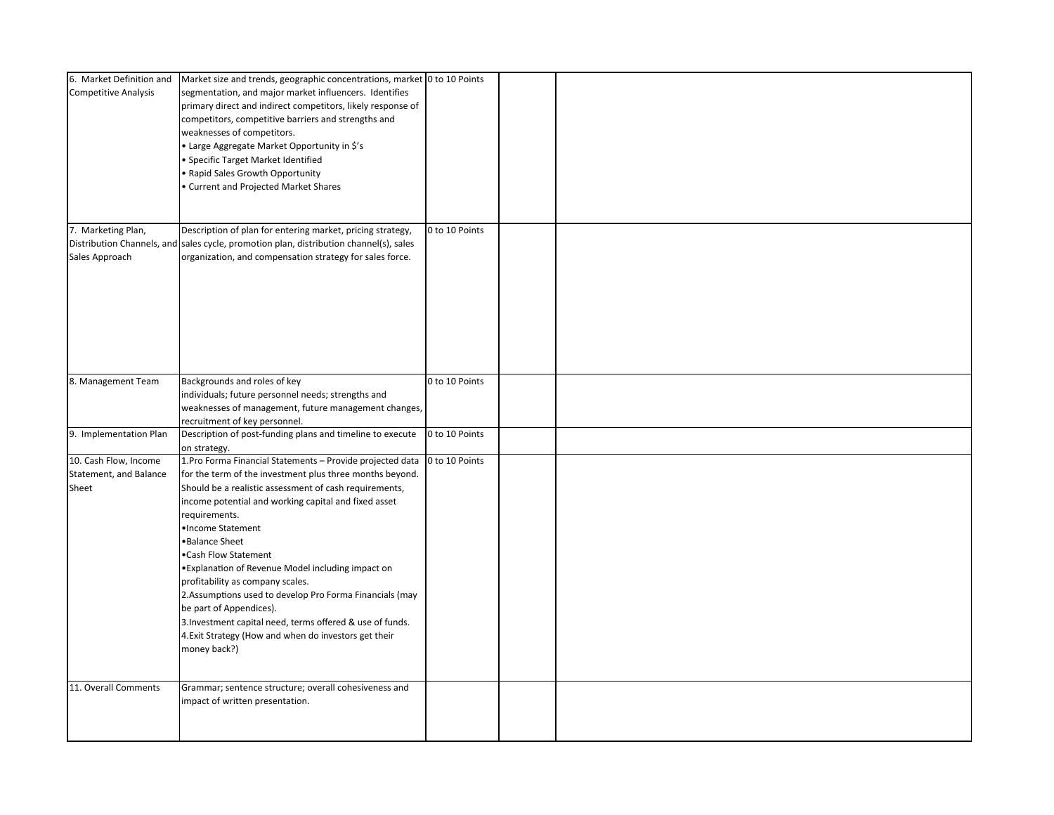| | | | | |
|---|---|---|---|---|
| 6. Market Definition and Competitive Analysis | Market size and trends, geographic concentrations, market segmentation, and major market influencers. Identifies primary direct and indirect competitors, likely response of competitors, competitive barriers and strengths and weaknesses of competitors.<br>• Large Aggregate Market Opportunity in $'s<br>• Specific Target Market Identified<br>• Rapid Sales Growth Opportunity<br>• Current and Projected Market Shares | 0 to 10 Points | | |
| 7. Marketing Plan, Distribution Channels, and Sales Approach | Description of plan for entering market, pricing strategy, sales cycle, promotion plan, distribution channel(s), sales organization, and compensation strategy for sales force. | 0 to 10 Points | | |
| 8. Management Team | Backgrounds and roles of key individuals; future personnel needs; strengths and weaknesses of management, future management changes, recruitment of key personnel. | 0 to 10 Points | | |
| 9. Implementation Plan | Description of post-funding plans and timeline to execute on strategy. | 0 to 10 Points | | |
| 10. Cash Flow, Income Statement, and Balance Sheet | 1.Pro Forma Financial Statements – Provide projected data for the term of the investment plus three months beyond. Should be a realistic assessment of cash requirements, income potential and working capital and fixed asset requirements.<br>•Income Statement<br>•Balance Sheet<br>•Cash Flow Statement<br>•Explanation of Revenue Model including impact on profitability as company scales.<br>2.Assumptions used to develop Pro Forma Financials (may be part of Appendices).<br>3.Investment capital need, terms offered & use of funds.<br>4.Exit Strategy (How and when do investors get their money back?) | 0 to 10 Points | | |
| 11. Overall Comments | Grammar; sentence structure; overall cohesiveness and impact of written presentation. | | | |